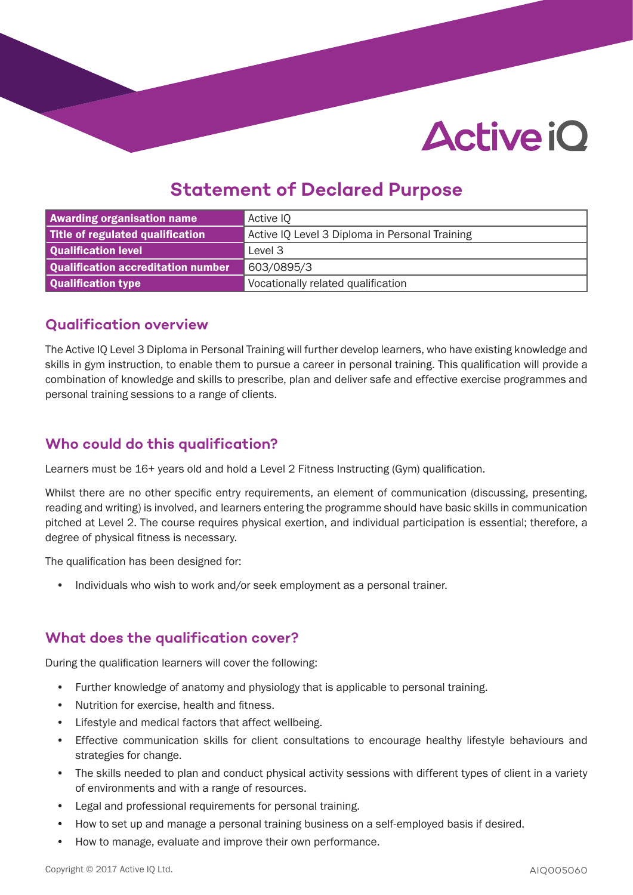# Statement of Declared Purpose

| | |
|---|---|
| **Awarding organisation name** | Active IQ |
| **Title of regulated qualification** | Active IQ Level 3 Diploma in Personal Training |
| **Qualification level** | Level 3 |
| **Qualification accreditation number** | 603/0895/3 |
| **Qualification type** | Vocationally related qualification |

## Qualification overview

The Active IQ Level 3 Diploma in Personal Training will further develop learners, who have existing knowledge and skills in gym instruction, to enable them to pursue a career in personal training. This qualification will provide a combination of knowledge and skills to prescribe, plan and deliver safe and effective exercise programmes and personal training sessions to a range of clients.

## Who could do this qualification?

Learners must be 16+ years old and hold a Level 2 Fitness Instructing (Gym) qualification.

Whilst there are no other specific entry requirements, an element of communication (discussing, presenting, reading and writing) is involved, and learners entering the programme should have basic skills in communication pitched at Level 2. The course requires physical exertion, and individual participation is essential; therefore, a degree of physical fitness is necessary.

The qualification has been designed for:

- Individuals who wish to work and/or seek employment as a personal trainer.

## What does the qualification cover?

During the qualification learners will cover the following:

- Further knowledge of anatomy and physiology that is applicable to personal training.
- Nutrition for exercise, health and fitness.
- Lifestyle and medical factors that affect wellbeing.
- Effective communication skills for client consultations to encourage healthy lifestyle behaviours and strategies for change.
- The skills needed to plan and conduct physical activity sessions with different types of client in a variety of environments and with a range of resources.
- Legal and professional requirements for personal training.
- How to set up and manage a personal training business on a self-employed basis if desired.
- How to manage, evaluate and improve their own performance.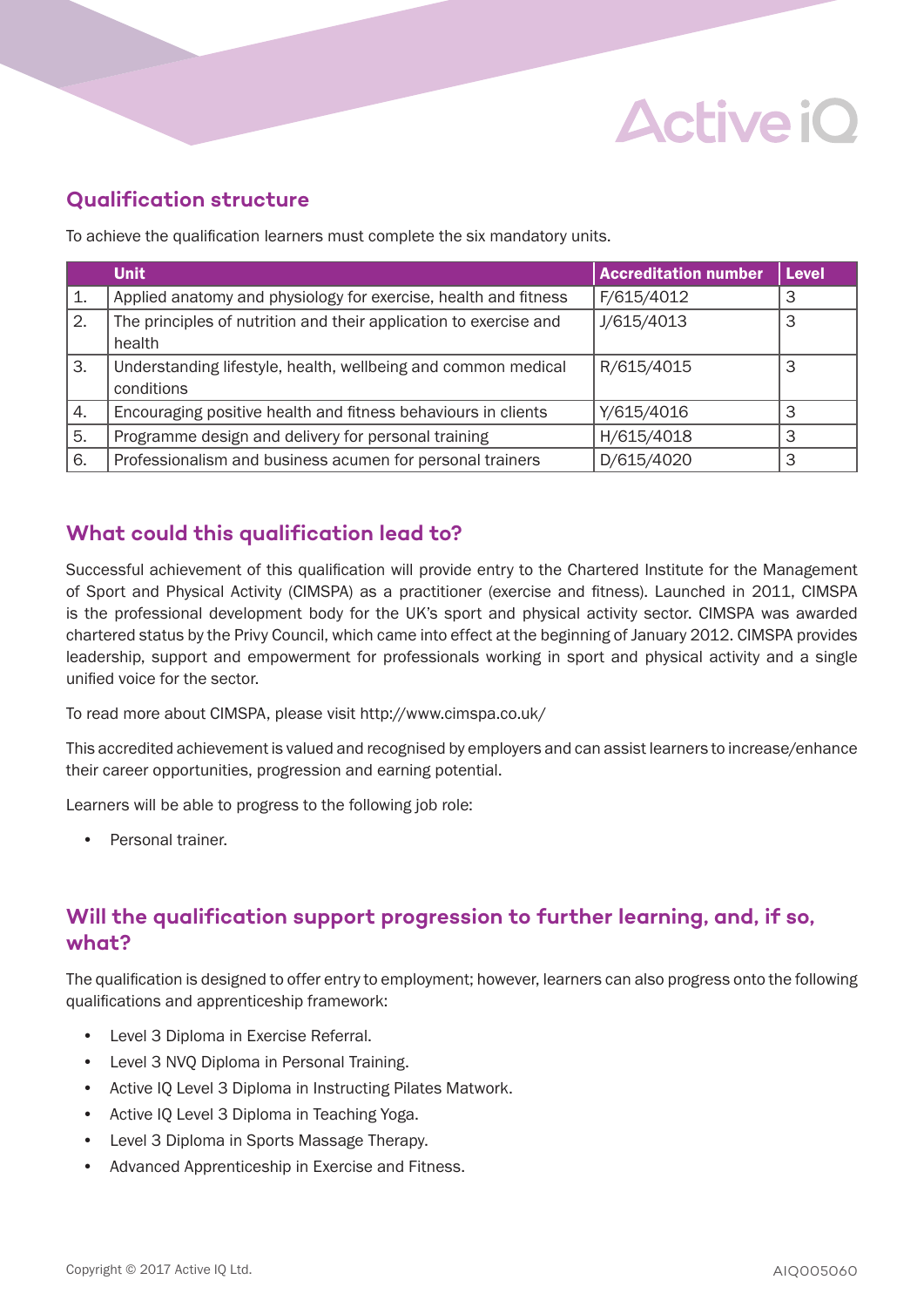## Qualification structure

To achieve the qualification learners must complete the six mandatory units.

| | Unit | Accreditation number | Level |
|---|---|---|---|
| 1. | Applied anatomy and physiology for exercise, health and fitness | F/615/4012 | 3 |
| 2. | The principles of nutrition and their application to exercise and health | J/615/4013 | 3 |
| 3. | Understanding lifestyle, health, wellbeing and common medical conditions | R/615/4015 | 3 |
| 4. | Encouraging positive health and fitness behaviours in clients | Y/615/4016 | 3 |
| 5. | Programme design and delivery for personal training | H/615/4018 | 3 |
| 6. | Professionalism and business acumen for personal trainers | D/615/4020 | 3 |

## What could this qualification lead to?

Successful achievement of this qualification will provide entry to the Chartered Institute for the Management of Sport and Physical Activity (CIMSPA) as a practitioner (exercise and fitness). Launched in 2011, CIMSPA is the professional development body for the UK's sport and physical activity sector. CIMSPA was awarded chartered status by the Privy Council, which came into effect at the beginning of January 2012. CIMSPA provides leadership, support and empowerment for professionals working in sport and physical activity and a single unified voice for the sector.

To read more about CIMSPA, please visit http://www.cimspa.co.uk/

This accredited achievement is valued and recognised by employers and can assist learners to increase/enhance their career opportunities, progression and earning potential.

Learners will be able to progress to the following job role:

- Personal trainer.

## Will the qualification support progression to further learning, and, if so, what?

The qualification is designed to offer entry to employment; however, learners can also progress onto the following qualifications and apprenticeship framework:

- Level 3 Diploma in Exercise Referral.
- Level 3 NVQ Diploma in Personal Training.
- Active IQ Level 3 Diploma in Instructing Pilates Matwork.
- Active IQ Level 3 Diploma in Teaching Yoga.
- Level 3 Diploma in Sports Massage Therapy.
- Advanced Apprenticeship in Exercise and Fitness.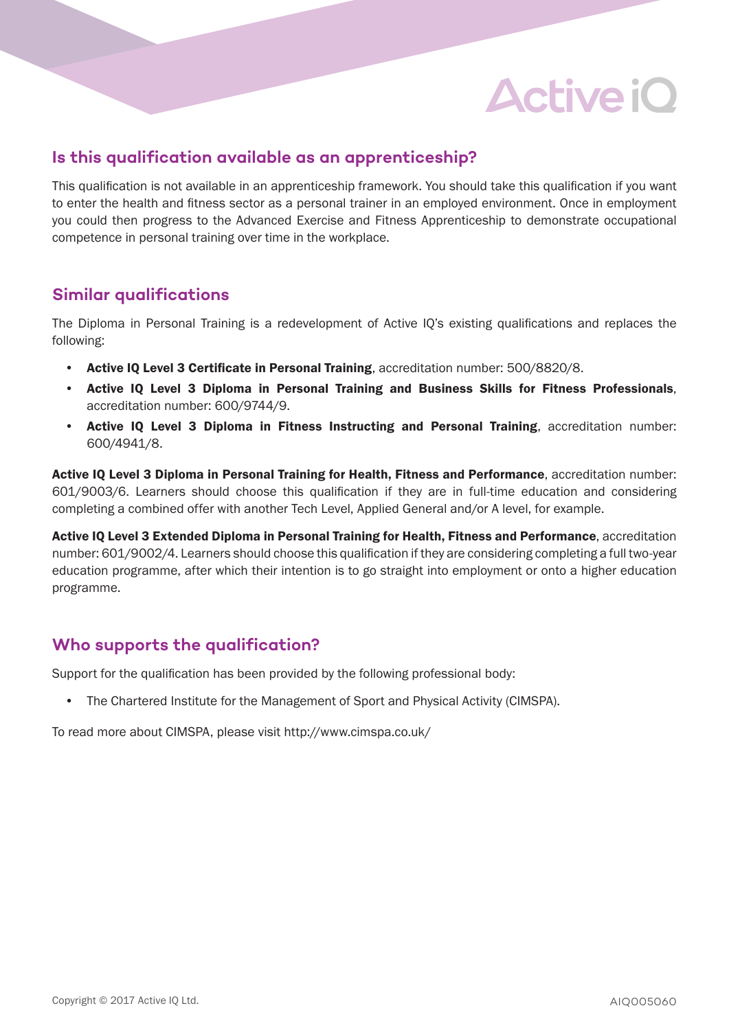## Is this qualification available as an apprenticeship?

This qualification is not available in an apprenticeship framework. You should take this qualification if you want to enter the health and fitness sector as a personal trainer in an employed environment. Once in employment you could then progress to the Advanced Exercise and Fitness Apprenticeship to demonstrate occupational competence in personal training over time in the workplace.

## Similar qualifications

The Diploma in Personal Training is a redevelopment of Active IQ's existing qualifications and replaces the following:

- **Active IQ Level 3 Certificate in Personal Training**, accreditation number: 500/8820/8.
- **Active IQ Level 3 Diploma in Personal Training and Business Skills for Fitness Professionals**, accreditation number: 600/9744/9.
- **Active IQ Level 3 Diploma in Fitness Instructing and Personal Training**, accreditation number: 600/4941/8.

**Active IQ Level 3 Diploma in Personal Training for Health, Fitness and Performance**, accreditation number: 601/9003/6. Learners should choose this qualification if they are in full-time education and considering completing a combined offer with another Tech Level, Applied General and/or A level, for example.

**Active IQ Level 3 Extended Diploma in Personal Training for Health, Fitness and Performance**, accreditation number: 601/9002/4. Learners should choose this qualification if they are considering completing a full two-year education programme, after which their intention is to go straight into employment or onto a higher education programme.

## Who supports the qualification?

Support for the qualification has been provided by the following professional body:

- The Chartered Institute for the Management of Sport and Physical Activity (CIMSPA).

To read more about CIMSPA, please visit http://www.cimspa.co.uk/

Copyright © 2017 Active IQ Ltd.

AIQ005060